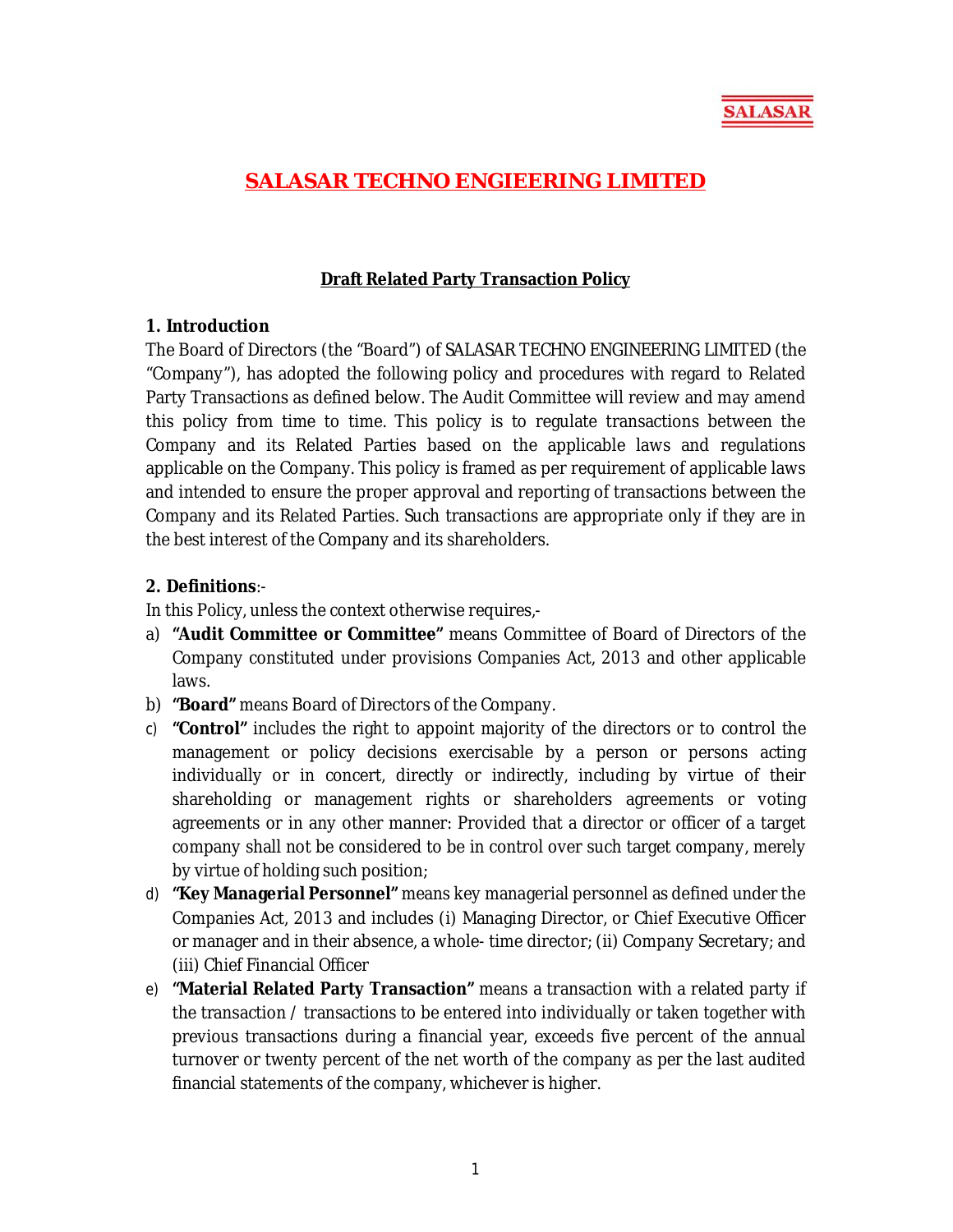SALASAR

# SALASAR TECHNO ENGIEERING LIMITED

## Draft Related Party Transaction Policy

### 1. Introduction

The Board of Directors (the "Board") of SALASAR TECHNO ENGINEERING LIMITED (the "Company"), has adopted the following policy and procedures with regard to Related Party Transactions as defined below. The Audit Committee will review and may amend this policy from time to time. This policy is to regulate transactions between the Company and its Related Parties based on the applicable laws and regulations applicable on the Company. This policy is framed as per requirement of applicable laws and intended to ensure the proper approval and reporting of transactions between the Company and its Related Parties. Such transactions are appropriate only if they are in the best interest of the Company and its shareholders.

### 2. Definitions:-

In this Policy, unless the context otherwise requires,-

a) **"Audit Committee or Committee"** means Committee of Board of Directors of the Company constituted under provisions Companies Act, 2013 and other applicable laws.

b) **"Board"** means Board of Directors of the Company.

c) **"Control"** includes the right to appoint majority of the directors or to control the management or policy decisions exercisable by a person or persons acting individually or in concert, directly or indirectly, including by virtue of their shareholding or management rights or shareholders agreements or voting agreements or in any other manner: Provided that a director or officer of a target company shall not be considered to be in control over such target company, merely by virtue of holding such position;

d) **"Key Managerial Personnel"** means key managerial personnel as defined under the Companies Act, 2013 and includes (i) Managing Director, or Chief Executive Officer or manager and in their absence, a whole- time director; (ii) Company Secretary; and (iii) Chief Financial Officer

e) **"Material Related Party Transaction"** means a transaction with a related party if the transaction / transactions to be entered into individually or taken together with previous transactions during a financial year, exceeds five percent of the annual turnover or twenty percent of the net worth of the company as per the last audited financial statements of the company, whichever is higher.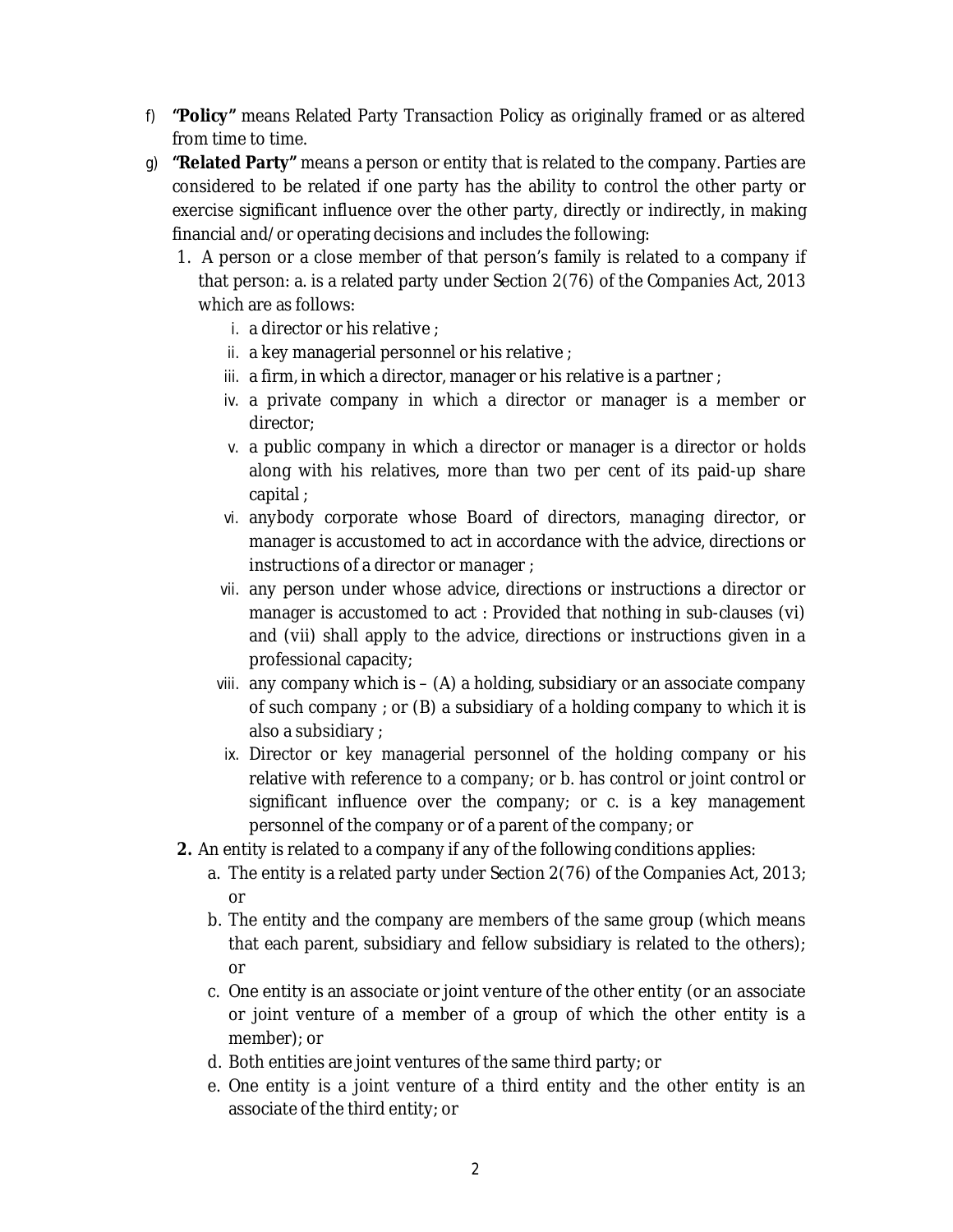f) **"Policy"** means Related Party Transaction Policy as originally framed or as altered from time to time.

g) **"Related Party"** means a person or entity that is related to the company. Parties are considered to be related if one party has the ability to control the other party or exercise significant influence over the other party, directly or indirectly, in making financial and/or operating decisions and includes the following:

   1. A person or a close member of that person's family is related to a company if that person: a. is a related party under Section 2(76) of the Companies Act, 2013 which are as follows:
      - i. a director or his relative ;
      - ii. a key managerial personnel or his relative ;
      - iii. a firm, in which a director, manager or his relative is a partner ;
      - iv. a private company in which a director or manager is a member or director;
      - v. a public company in which a director or manager is a director or holds along with his relatives, more than two per cent of its paid-up share capital ;
      - vi. anybody corporate whose Board of directors, managing director, or manager is accustomed to act in accordance with the advice, directions or instructions of a director or manager ;
      - vii. any person under whose advice, directions or instructions a director or manager is accustomed to act : Provided that nothing in sub-clauses (vi) and (vii) shall apply to the advice, directions or instructions given in a professional capacity;
      - viii. any company which is – (A) a holding, subsidiary or an associate company of such company ; or (B) a subsidiary of a holding company to which it is also a subsidiary ;
      - ix. Director or key managerial personnel of the holding company or his relative with reference to a company; or b. has control or joint control or significant influence over the company; or c. is a key management personnel of the company or of a parent of the company; or

   2. An entity is related to a company if any of the following conditions applies:
      - a. The entity is a related party under Section 2(76) of the Companies Act, 2013; or
      - b. The entity and the company are members of the same group (which means that each parent, subsidiary and fellow subsidiary is related to the others); or
      - c. One entity is an associate or joint venture of the other entity (or an associate or joint venture of a member of a group of which the other entity is a member); or
      - d. Both entities are joint ventures of the same third party; or
      - e. One entity is a joint venture of a third entity and the other entity is an associate of the third entity; or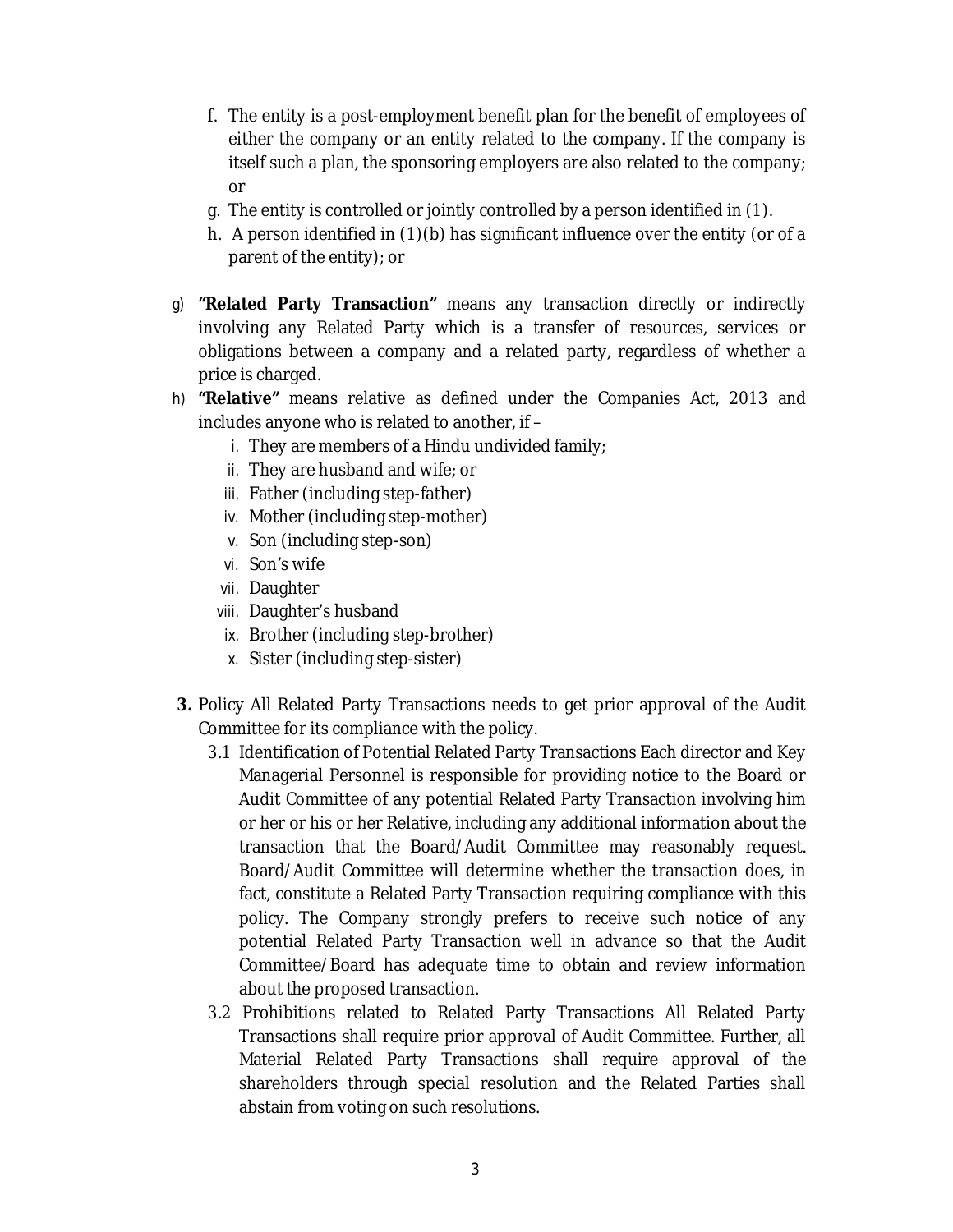f. The entity is a post-employment benefit plan for the benefit of employees of either the company or an entity related to the company. If the company is itself such a plan, the sponsoring employers are also related to the company; or
g. The entity is controlled or jointly controlled by a person identified in (1).
h. A person identified in (1)(b) has significant influence over the entity (or of a parent of the entity); or

g) **"Related Party Transaction"** means any transaction directly or indirectly involving any Related Party which is a transfer of resources, services or obligations between a company and a related party, regardless of whether a price is charged.

h) **"Relative"** means relative as defined under the Companies Act, 2013 and includes anyone who is related to another, if –
   i. They are members of a Hindu undivided family;
   ii. They are husband and wife; or
   iii. Father (including step-father)
   iv. Mother (including step-mother)
   v. Son (including step-son)
   vi. Son's wife
   vii. Daughter
   viii. Daughter's husband
   ix. Brother (including step-brother)
   x. Sister (including step-sister)

**3.** Policy All Related Party Transactions needs to get prior approval of the Audit Committee for its compliance with the policy.

3.1 Identification of Potential Related Party Transactions Each director and Key Managerial Personnel is responsible for providing notice to the Board or Audit Committee of any potential Related Party Transaction involving him or her or his or her Relative, including any additional information about the transaction that the Board/Audit Committee may reasonably request. Board/Audit Committee will determine whether the transaction does, in fact, constitute a Related Party Transaction requiring compliance with this policy. The Company strongly prefers to receive such notice of any potential Related Party Transaction well in advance so that the Audit Committee/Board has adequate time to obtain and review information about the proposed transaction.

3.2 Prohibitions related to Related Party Transactions All Related Party Transactions shall require prior approval of Audit Committee. Further, all Material Related Party Transactions shall require approval of the shareholders through special resolution and the Related Parties shall abstain from voting on such resolutions.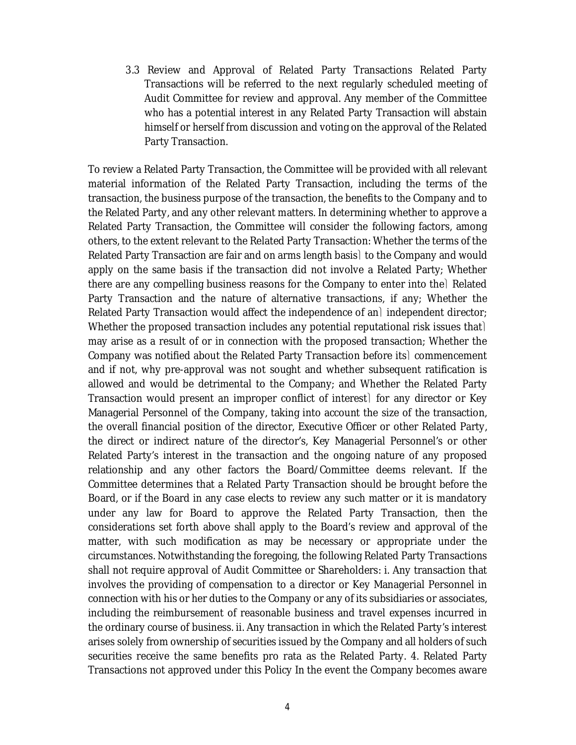3.3 Review and Approval of Related Party Transactions Related Party Transactions will be referred to the next regularly scheduled meeting of Audit Committee for review and approval. Any member of the Committee who has a potential interest in any Related Party Transaction will abstain himself or herself from discussion and voting on the approval of the Related Party Transaction.

To review a Related Party Transaction, the Committee will be provided with all relevant material information of the Related Party Transaction, including the terms of the transaction, the business purpose of the transaction, the benefits to the Company and to the Related Party, and any other relevant matters. In determining whether to approve a Related Party Transaction, the Committee will consider the following factors, among others, to the extent relevant to the Related Party Transaction: Whether the terms of the Related Party Transaction are fair and on arms length basis to the Company and would apply on the same basis if the transaction did not involve a Related Party; Whether there are any compelling business reasons for the Company to enter into the Related Party Transaction and the nature of alternative transactions, if any; Whether the Related Party Transaction would affect the independence of an independent director; Whether the proposed transaction includes any potential reputational risk issues that may arise as a result of or in connection with the proposed transaction; Whether the Company was notified about the Related Party Transaction before its commencement and if not, why pre-approval was not sought and whether subsequent ratification is allowed and would be detrimental to the Company; and Whether the Related Party Transaction would present an improper conflict of interest for any director or Key Managerial Personnel of the Company, taking into account the size of the transaction, the overall financial position of the director, Executive Officer or other Related Party, the direct or indirect nature of the director's, Key Managerial Personnel's or other Related Party's interest in the transaction and the ongoing nature of any proposed relationship and any other factors the Board/Committee deems relevant. If the Committee determines that a Related Party Transaction should be brought before the Board, or if the Board in any case elects to review any such matter or it is mandatory under any law for Board to approve the Related Party Transaction, then the considerations set forth above shall apply to the Board's review and approval of the matter, with such modification as may be necessary or appropriate under the circumstances. Notwithstanding the foregoing, the following Related Party Transactions shall not require approval of Audit Committee or Shareholders: i. Any transaction that involves the providing of compensation to a director or Key Managerial Personnel in connection with his or her duties to the Company or any of its subsidiaries or associates, including the reimbursement of reasonable business and travel expenses incurred in the ordinary course of business. ii. Any transaction in which the Related Party's interest arises solely from ownership of securities issued by the Company and all holders of such securities receive the same benefits pro rata as the Related Party. 4. Related Party Transactions not approved under this Policy In the event the Company becomes aware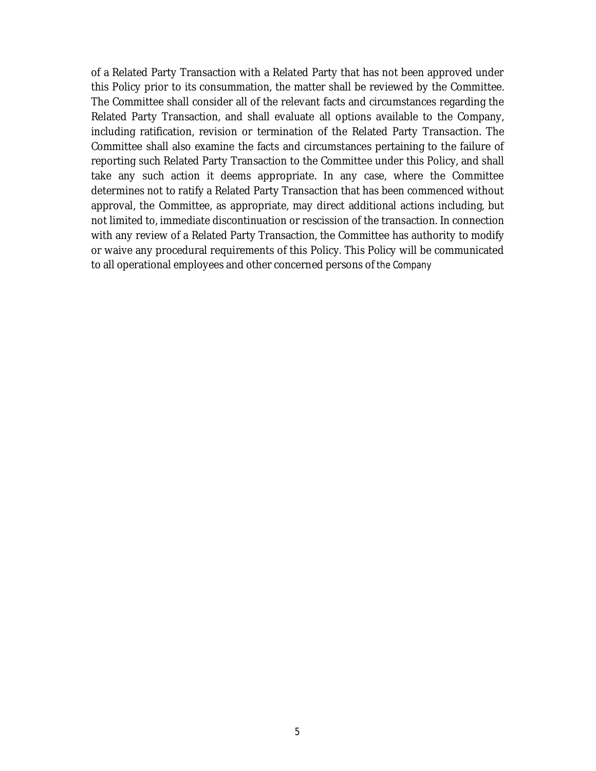of a Related Party Transaction with a Related Party that has not been approved under this Policy prior to its consummation, the matter shall be reviewed by the Committee. The Committee shall consider all of the relevant facts and circumstances regarding the Related Party Transaction, and shall evaluate all options available to the Company, including ratification, revision or termination of the Related Party Transaction. The Committee shall also examine the facts and circumstances pertaining to the failure of reporting such Related Party Transaction to the Committee under this Policy, and shall take any such action it deems appropriate. In any case, where the Committee determines not to ratify a Related Party Transaction that has been commenced without approval, the Committee, as appropriate, may direct additional actions including, but not limited to, immediate discontinuation or rescission of the transaction. In connection with any review of a Related Party Transaction, the Committee has authority to modify or waive any procedural requirements of this Policy. This Policy will be communicated to all operational employees and other concerned persons of the Company